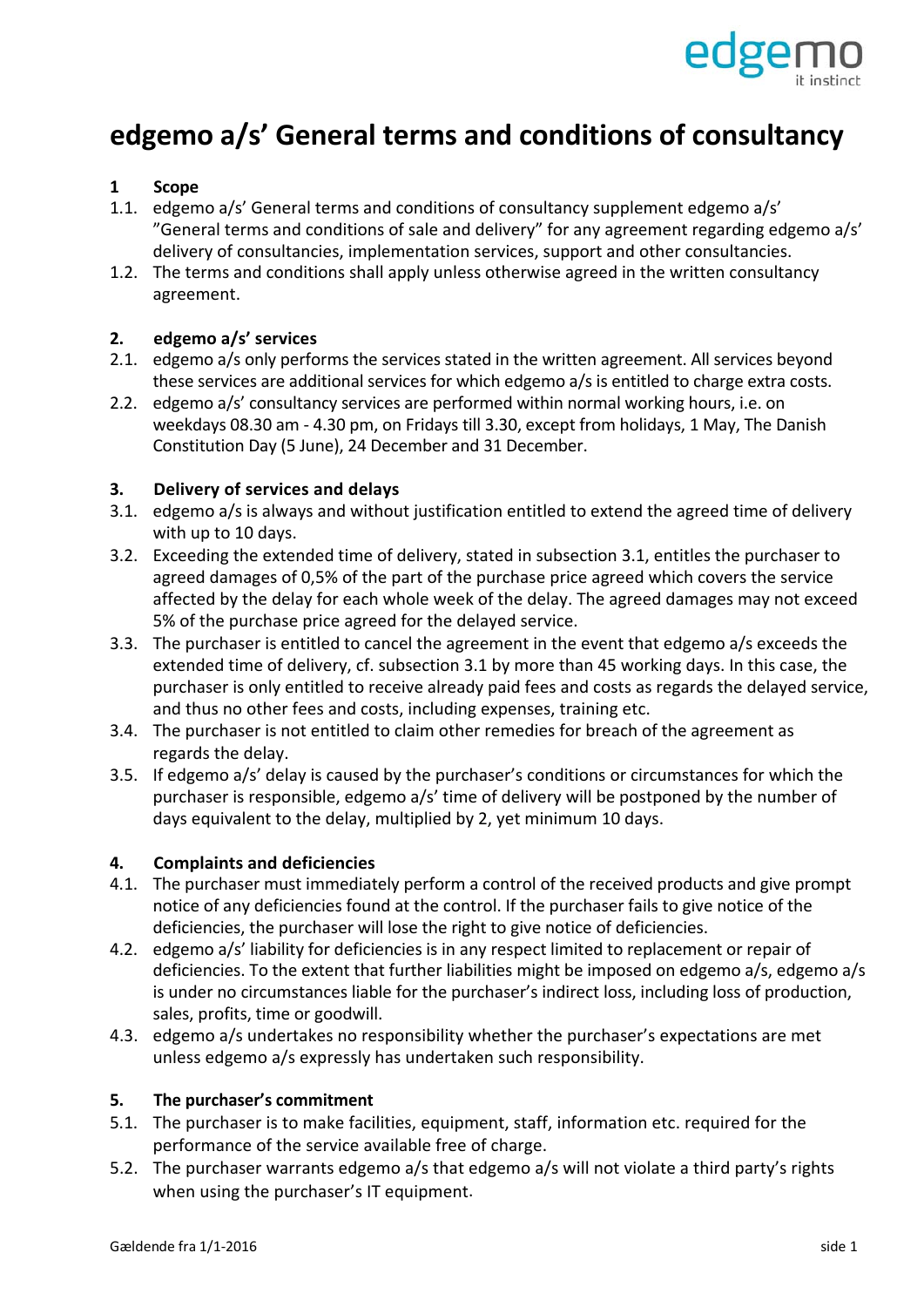# edgemo a/s' General terms and conditions of consultancy

## 1 Scope

1.1. edgemo a/s' General terms and conditions of consultancy supplement edgemo a/s' "General terms and conditions of sale and delivery" for any agreement regarding edgemo a/s' delivery of consultancies, implementation services, support and other consultancies.

1.2. The terms and conditions shall apply unless otherwise agreed in the written consultancy agreement.

## 2. edgemo a/s' services

2.1. edgemo a/s only performs the services stated in the written agreement. All services beyond these services are additional services for which edgemo a/s is entitled to charge extra costs.

2.2. edgemo a/s' consultancy services are performed within normal working hours, i.e. on weekdays 08.30 am - 4.30 pm, on Fridays till 3.30, except from holidays, 1 May, The Danish Constitution Day (5 June), 24 December and 31 December.

## 3. Delivery of services and delays

3.1. edgemo a/s is always and without justification entitled to extend the agreed time of delivery with up to 10 days.

3.2. Exceeding the extended time of delivery, stated in subsection 3.1, entitles the purchaser to agreed damages of 0,5% of the part of the purchase price agreed which covers the service affected by the delay for each whole week of the delay. The agreed damages may not exceed 5% of the purchase price agreed for the delayed service.

3.3. The purchaser is entitled to cancel the agreement in the event that edgemo a/s exceeds the extended time of delivery, cf. subsection 3.1 by more than 45 working days. In this case, the purchaser is only entitled to receive already paid fees and costs as regards the delayed service, and thus no other fees and costs, including expenses, training etc.

3.4. The purchaser is not entitled to claim other remedies for breach of the agreement as regards the delay.

3.5. If edgemo a/s' delay is caused by the purchaser's conditions or circumstances for which the purchaser is responsible, edgemo a/s' time of delivery will be postponed by the number of days equivalent to the delay, multiplied by 2, yet minimum 10 days.

## 4. Complaints and deficiencies

4.1. The purchaser must immediately perform a control of the received products and give prompt notice of any deficiencies found at the control. If the purchaser fails to give notice of the deficiencies, the purchaser will lose the right to give notice of deficiencies.

4.2. edgemo a/s' liability for deficiencies is in any respect limited to replacement or repair of deficiencies. To the extent that further liabilities might be imposed on edgemo a/s, edgemo a/s is under no circumstances liable for the purchaser's indirect loss, including loss of production, sales, profits, time or goodwill.

4.3. edgemo a/s undertakes no responsibility whether the purchaser's expectations are met unless edgemo a/s expressly has undertaken such responsibility.

## 5. The purchaser's commitment

5.1. The purchaser is to make facilities, equipment, staff, information etc. required for the performance of the service available free of charge.

5.2. The purchaser warrants edgemo a/s that edgemo a/s will not violate a third party's rights when using the purchaser's IT equipment.

Gældende fra 1/1-2016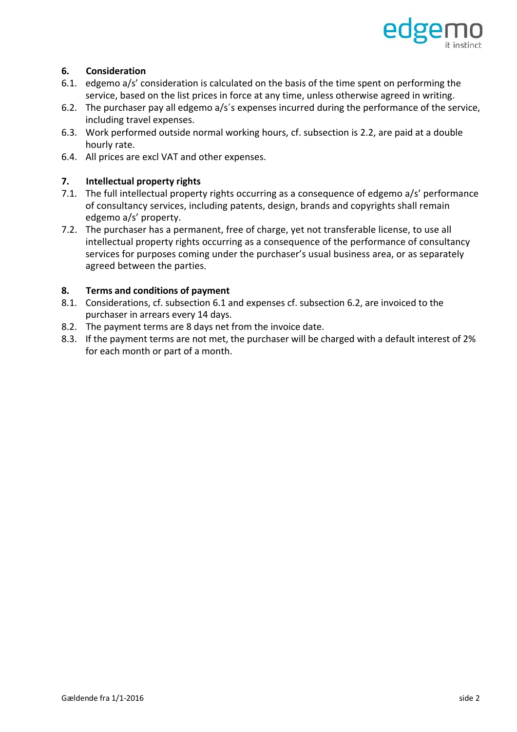## 6. Consideration

6.1. edgemo a/s' consideration is calculated on the basis of the time spent on performing the service, based on the list prices in force at any time, unless otherwise agreed in writing.

6.2. The purchaser pay all edgemo a/s´s expenses incurred during the performance of the service, including travel expenses.

6.3. Work performed outside normal working hours, cf. subsection is 2.2, are paid at a double hourly rate.

6.4. All prices are excl VAT and other expenses.

## 7. Intellectual property rights

7.1. The full intellectual property rights occurring as a consequence of edgemo a/s' performance of consultancy services, including patents, design, brands and copyrights shall remain edgemo a/s' property.

7.2. The purchaser has a permanent, free of charge, yet not transferable license, to use all intellectual property rights occurring as a consequence of the performance of consultancy services for purposes coming under the purchaser's usual business area, or as separately agreed between the parties.

## 8. Terms and conditions of payment

8.1. Considerations, cf. subsection 6.1 and expenses cf. subsection 6.2, are invoiced to the purchaser in arrears every 14 days.

8.2. The payment terms are 8 days net from the invoice date.

8.3. If the payment terms are not met, the purchaser will be charged with a default interest of 2% for each month or part of a month.